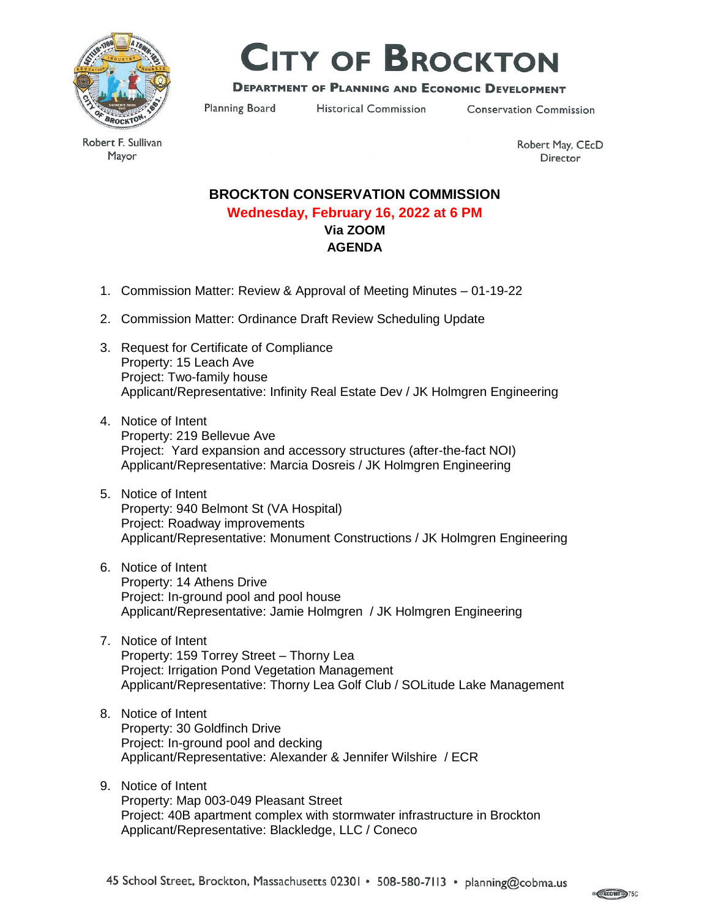# CITY OF BROCKTON

**DEPARTMENT OF PLANNING AND ECONOMIC DEVELOPMENT**

Planning Board    Historical Commission    Conservation Commission

Robert F. Sullivan
Mayor

Robert May, CEcD
Director

## BROCKTON CONSERVATION COMMISSION

**Wednesday, February 16, 2022 at 6 PM**

**Via ZOOM**

**AGENDA**

1. Commission Matter: Review & Approval of Meeting Minutes – 01-19-22

2. Commission Matter: Ordinance Draft Review Scheduling Update

3. Request for Certificate of Compliance
   Property: 15 Leach Ave
   Project: Two-family house
   Applicant/Representative: Infinity Real Estate Dev / JK Holmgren Engineering

4. Notice of Intent
   Property: 219 Bellevue Ave
   Project: Yard expansion and accessory structures (after-the-fact NOI)
   Applicant/Representative: Marcia Dosreis / JK Holmgren Engineering

5. Notice of Intent
   Property: 940 Belmont St (VA Hospital)
   Project: Roadway improvements
   Applicant/Representative: Monument Constructions / JK Holmgren Engineering

6. Notice of Intent
   Property: 14 Athens Drive
   Project: In-ground pool and pool house
   Applicant/Representative: Jamie Holmgren / JK Holmgren Engineering

7. Notice of Intent
   Property: 159 Torrey Street – Thorny Lea
   Project: Irrigation Pond Vegetation Management
   Applicant/Representative: Thorny Lea Golf Club / SOLitude Lake Management

8. Notice of Intent
   Property: 30 Goldfinch Drive
   Project: In-ground pool and decking
   Applicant/Representative: Alexander & Jennifer Wilshire / ECR

9. Notice of Intent
   Property: Map 003-049 Pleasant Street
   Project: 40B apartment complex with stormwater infrastructure in Brockton
   Applicant/Representative: Blackledge, LLC / Coneco

45 School Street, Brockton, Massachusetts 02301 • 508-580-7113 • planning@cobma.us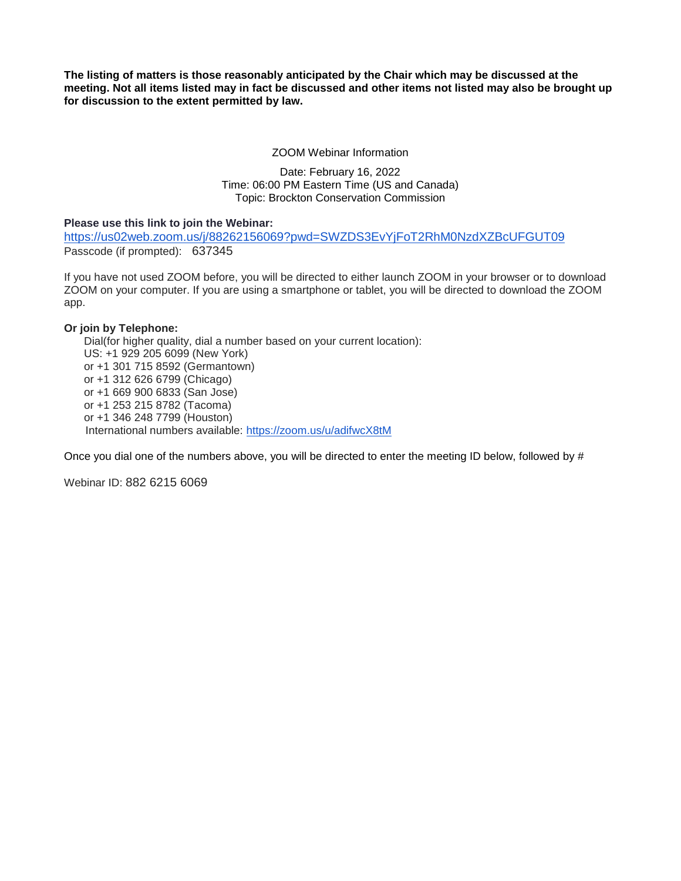**The listing of matters is those reasonably anticipated by the Chair which may be discussed at the meeting. Not all items listed may in fact be discussed and other items not listed may also be brought up for discussion to the extent permitted by law.**

ZOOM Webinar Information

Date: February 16, 2022
Time: 06:00 PM Eastern Time (US and Canada)
Topic: Brockton Conservation Commission

**Please use this link to join the Webinar:**
https://us02web.zoom.us/j/88262156069?pwd=SWZDS3EvYjFoT2RhM0NzdXZBcUFGUT09
Passcode (if prompted): 637345

If you have not used ZOOM before, you will be directed to either launch ZOOM in your browser or to download ZOOM on your computer. If you are using a smartphone or tablet, you will be directed to download the ZOOM app.

**Or join by Telephone:**

Dial(for higher quality, dial a number based on your current location):
US: +1 929 205 6099 (New York)
or +1 301 715 8592 (Germantown)
or +1 312 626 6799 (Chicago)
or +1 669 900 6833 (San Jose)
or +1 253 215 8782 (Tacoma)
or +1 346 248 7799 (Houston)
International numbers available: https://zoom.us/u/adifwcX8tM

Once you dial one of the numbers above, you will be directed to enter the meeting ID below, followed by #

Webinar ID: 882 6215 6069